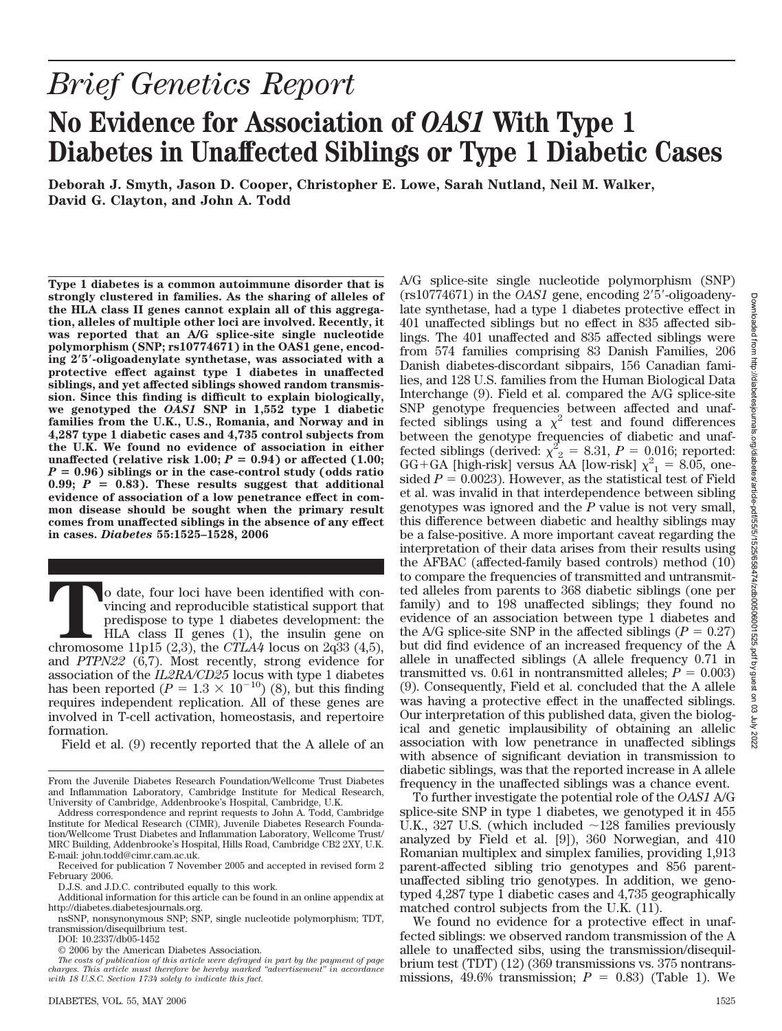*Brief Genetics Report*

# No Evidence for Association of *OAS1* With Type 1 Diabetes in Unaffected Siblings or Type 1 Diabetic Cases

**Deborah J. Smyth, Jason D. Cooper, Christopher E. Lowe, Sarah Nutland, Neil M. Walker, David G. Clayton, and John A. Todd**

**Type 1 diabetes is a common autoimmune disorder that is strongly clustered in families. As the sharing of alleles of the HLA class II genes cannot explain all of this aggregation, alleles of multiple other loci are involved. Recently, it was reported that an A/G splice-site single nucleotide polymorphism (SNP; rs10774671) in the OAS1 gene, encoding 2′5′-oligoadenylate synthetase, was associated with a protective effect against type 1 diabetes in unaffected siblings, and yet affected siblings showed random transmission. Since this finding is difficult to explain biologically, we genotyped the *OAS1* SNP in 1,552 type 1 diabetic families from the U.K., U.S., Romania, and Norway and in 4,287 type 1 diabetic cases and 4,735 control subjects from the U.K. We found no evidence of association in either unaffected (relative risk 1.00; *P* = 0.94) or affected (1.00; *P* = 0.96) siblings or in the case-control study (odds ratio 0.99; *P* = 0.83). These results suggest that additional evidence of association of a low penetrance effect in common disease should be sought when the primary result comes from unaffected siblings in the absence of any effect in cases.** ***Diabetes* 55:1525–1528, 2006**

To date, four loci have been identified with convincing and reproducible statistical support that predispose to type 1 diabetes development: the HLA class II genes (1), the insulin gene on chromosome 11p15 (2,3), the *CTLA4* locus on 2q33 (4,5), and *PTPN22* (6,7). Most recently, strong evidence for association of the *IL2RA/CD25* locus with type 1 diabetes has been reported ($P = 1.3 \times 10^{-10}$) (8), but this finding requires independent replication. All of these genes are involved in T-cell activation, homeostasis, and repertoire formation.

Field et al. (9) recently reported that the A allele of an A/G splice-site single nucleotide polymorphism (SNP) (rs10774671) in the *OAS1* gene, encoding 2′5′-oligoadenylate synthetase, had a type 1 diabetes protective effect in 401 unaffected siblings but no effect in 835 affected siblings. The 401 unaffected and 835 affected siblings were from 574 families comprising 83 Danish Families, 206 Danish diabetes-discordant sibpairs, 156 Canadian families, and 128 U.S. families from the Human Biological Data Interchange (9). Field et al. compared the A/G splice-site SNP genotype frequencies between affected and unaffected siblings using a $\chi^2$ test and found differences between the genotype frequencies of diabetic and unaffected siblings (derived: $\chi^2_2 = 8.31$, $P = 0.016$; reported: GG+GA [high-risk] versus AA [low-risk] $\chi^2_1 = 8.05$, one-sided $P = 0.0023$). However, as the statistical test of Field et al. was invalid in that interdependence between sibling genotypes was ignored and the *P* value is not very small, this difference between diabetic and healthy siblings may be a false-positive. A more important caveat regarding the interpretation of their data arises from their results using the AFBAC (affected-family based controls) method (10) to compare the frequencies of transmitted and untransmitted alleles from parents to 368 diabetic siblings (one per family) and to 198 unaffected siblings; they found no evidence of an association between type 1 diabetes and the A/G splice-site SNP in the affected siblings ($P = 0.27$) but did find evidence of an increased frequency of the A allele in unaffected siblings (A allele frequency 0.71 in transmitted vs. 0.61 in nontransmitted alleles; $P = 0.003$) (9). Consequently, Field et al. concluded that the A allele was having a protective effect in the unaffected siblings. Our interpretation of this published data, given the biological and genetic implausibility of obtaining an allelic association with low penetrance in unaffected siblings with absence of significant deviation in transmission to diabetic siblings, was that the reported increase in A allele frequency in the unaffected siblings was a chance event.

To further investigate the potential role of the *OAS1* A/G splice-site SNP in type 1 diabetes, we genotyped it in 455 U.K., 327 U.S. (which included ~128 families previously analyzed by Field et al. [9]), 360 Norwegian, and 410 Romanian multiplex and simplex families, providing 1,913 parent-affected sibling trio genotypes and 856 parent-unaffected sibling trio genotypes. In addition, we genotyped 4,287 type 1 diabetic cases and 4,735 geographically matched control subjects from the U.K. (11).

We found no evidence for a protective effect in unaffected siblings: we observed random transmission of the A allele to unaffected sibs, using the transmission/disequilibrium test (TDT) (12) (369 transmissions vs. 375 nontransmissions, 49.6% transmission; $P = 0.83$) (Table 1). We

---

From the Juvenile Diabetes Research Foundation/Wellcome Trust Diabetes and Inflammation Laboratory, Cambridge Institute for Medical Research, University of Cambridge, Addenbrooke's Hospital, Cambridge, U.K.

Address correspondence and reprint requests to John A. Todd, Cambridge Institute for Medical Research (CIMR), Juvenile Diabetes Research Foundation/Wellcome Trust Diabetes and Inflammation Laboratory, Wellcome Trust/MRC Building, Addenbrooke's Hospital, Hills Road, Cambridge CB2 2XY, U.K. E-mail: john.todd@cimr.cam.ac.uk.

Received for publication 7 November 2005 and accepted in revised form 2 February 2006.

D.J.S. and J.D.C. contributed equally to this work.

Additional information for this article can be found in an online appendix at http://diabetes.diabetesjournals.org.

nsSNP, nonsynonymous SNP; SNP, single nucleotide polymorphism; TDT, transmission/disequilibrium test.

DOI: 10.2337/db05-1452

© 2006 by the American Diabetes Association.

*The costs of publication of this article were defrayed in part by the payment of page charges. This article must therefore be hereby marked "advertisement" in accordance with 18 U.S.C. Section 1734 solely to indicate this fact.*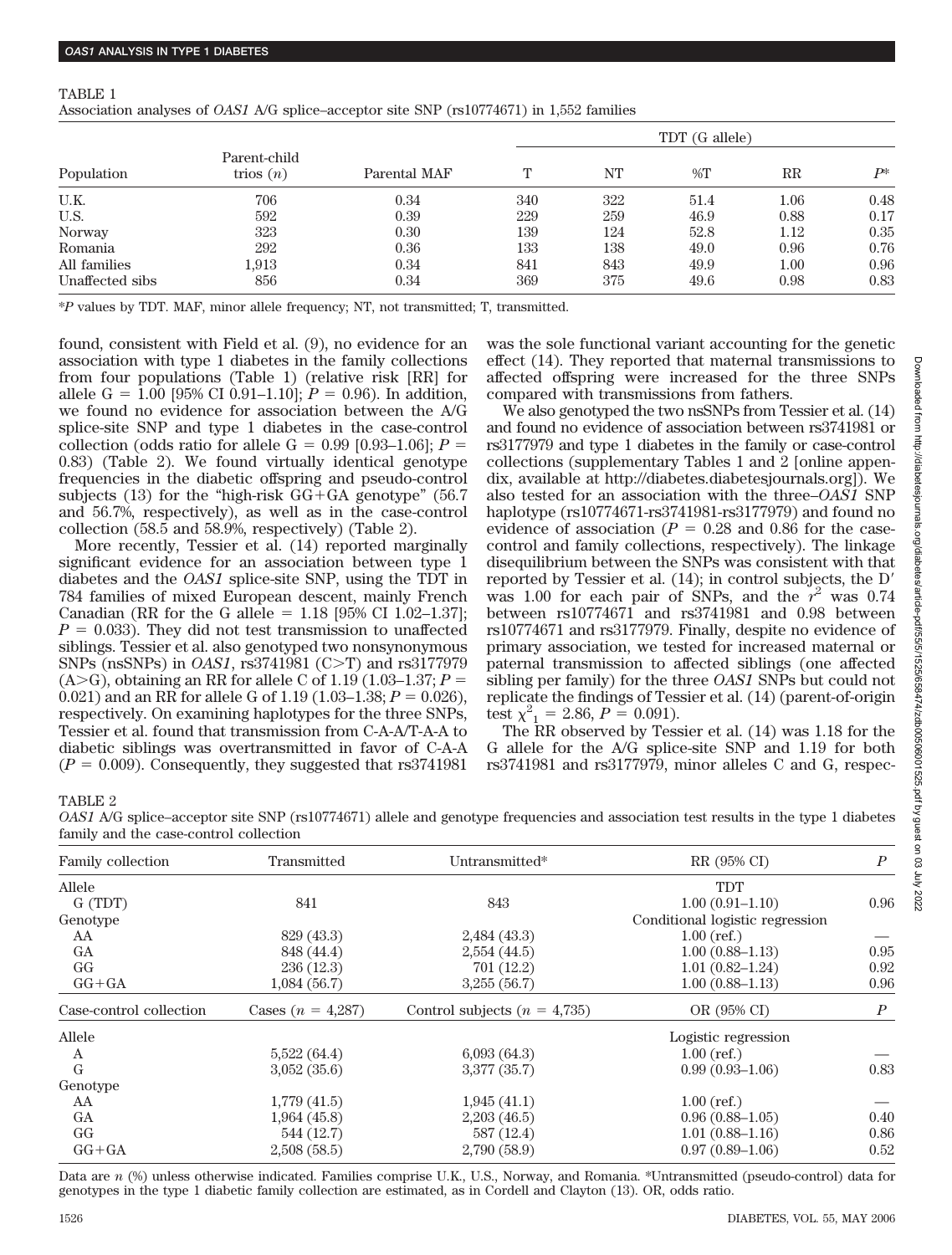TABLE 1

Association analyses of *OAS1* A/G splice–acceptor site SNP (rs10774671) in 1,552 families

| Population | Parent-child trios ($n$) | Parental MAF | TDT (G allele) | | | | |
|---|---|---|---|---|---|---|---|
| | | | T | NT | %T | RR | $P$* |
| U.K. | 706 | 0.34 | 340 | 322 | 51.4 | 1.06 | 0.48 |
| U.S. | 592 | 0.39 | 229 | 259 | 46.9 | 0.88 | 0.17 |
| Norway | 323 | 0.30 | 139 | 124 | 52.8 | 1.12 | 0.35 |
| Romania | 292 | 0.36 | 133 | 138 | 49.0 | 0.96 | 0.76 |
| All families | 1,913 | 0.34 | 841 | 843 | 49.9 | 1.00 | 0.96 |
| Unaffected sibs | 856 | 0.34 | 369 | 375 | 49.6 | 0.98 | 0.83 |

*P values by TDT. MAF, minor allele frequency; NT, not transmitted; T, transmitted.

found, consistent with Field et al. (9), no evidence for an association with type 1 diabetes in the family collections from four populations (Table 1) (relative risk [RR] for allele G = 1.00 [95% CI 0.91–1.10]; $P = 0.96$). In addition, we found no evidence for association between the A/G splice-site SNP and type 1 diabetes in the case-control collection (odds ratio for allele G = 0.99 [0.93–1.06]; $P = 0.83$) (Table 2). We found virtually identical genotype frequencies in the diabetic offspring and pseudo-control subjects (13) for the "high-risk GG+GA genotype" (56.7 and 56.7%, respectively), as well as in the case-control collection (58.5 and 58.9%, respectively) (Table 2).

More recently, Tessier et al. (14) reported marginally significant evidence for an association between type 1 diabetes and the *OAS1* splice-site SNP, using the TDT in 784 families of mixed European descent, mainly French Canadian (RR for the G allele = 1.18 [95% CI 1.02–1.37]; $P = 0.033$). They did not test transmission to unaffected siblings. Tessier et al. also genotyped two nonsynonymous SNPs (nsSNPs) in *OAS1*, rs3741981 (C>T) and rs3177979 (A>G), obtaining an RR for allele C of 1.19 (1.03–1.37; $P = 0.021$) and an RR for allele G of 1.19 (1.03–1.38; $P = 0.026$), respectively. On examining haplotypes for the three SNPs, Tessier et al. found that transmission from C-A-A/T-A-A to diabetic siblings was overtransmitted in favor of C-A-A ($P = 0.009$). Consequently, they suggested that rs3741981 was the sole functional variant accounting for the genetic effect (14). They reported that maternal transmissions to affected offspring were increased for the three SNPs compared with transmissions from fathers.

We also genotyped the two nsSNPs from Tessier et al. (14) and found no evidence of association between rs3741981 or rs3177979 and type 1 diabetes in the family or case-control collections (supplementary Tables 1 and 2 [online appendix, available at http://diabetes.diabetesjournals.org]). We also tested for an association with the three–*OAS1* SNP haplotype (rs10774671-rs3741981-rs3177979) and found no evidence of association ($P = 0.28$ and 0.86 for the case-control and family collections, respectively). The linkage disequilibrium between the SNPs was consistent with that reported by Tessier et al. (14); in control subjects, the D′ was 1.00 for each pair of SNPs, and the $r^2$ was 0.74 between rs10774671 and rs3741981 and 0.98 between rs10774671 and rs3177979. Finally, despite no evidence of primary association, we tested for increased maternal or paternal transmission to affected siblings (one affected sibling per family) for the three *OAS1* SNPs but could not replicate the findings of Tessier et al. (14) (parent-of-origin test $\chi^2_1 = 2.86$, $P = 0.091$).

The RR observed by Tessier et al. (14) was 1.18 for the G allele for the A/G splice-site SNP and 1.19 for both rs3741981 and rs3177979, minor alleles C and G, respec-

TABLE 2

*OAS1* A/G splice–acceptor site SNP (rs10774671) allele and genotype frequencies and association test results in the type 1 diabetes family and the case-control collection

| Family collection | Transmitted | Untransmitted* | RR (95% CI) | $P$ |
|---|---|---|---|---|
| Allele | | | TDT | |
| G (TDT) | 841 | 843 | 1.00 (0.91–1.10) | 0.96 |
| Genotype | | | Conditional logistic regression | |
| AA | 829 (43.3) | 2,484 (43.3) | 1.00 (ref.) | — |
| GA | 848 (44.4) | 2,554 (44.5) | 1.00 (0.88–1.13) | 0.95 |
| GG | 236 (12.3) | 701 (12.2) | 1.01 (0.82–1.24) | 0.92 |
| GG+GA | 1,084 (56.7) | 3,255 (56.7) | 1.00 (0.88–1.13) | 0.96 |
| **Case-control collection** | **Cases ($n$ = 4,287)** | **Control subjects ($n$ = 4,735)** | **OR (95% CI)** | **$P$** |
| Allele | | | Logistic regression | |
| A | 5,522 (64.4) | 6,093 (64.3) | 1.00 (ref.) | — |
| G | 3,052 (35.6) | 3,377 (35.7) | 0.99 (0.93–1.06) | 0.83 |
| Genotype | | | | |
| AA | 1,779 (41.5) | 1,945 (41.1) | 1.00 (ref.) | — |
| GA | 1,964 (45.8) | 2,203 (46.5) | 0.96 (0.88–1.05) | 0.40 |
| GG | 544 (12.7) | 587 (12.4) | 1.01 (0.88–1.16) | 0.86 |
| GG+GA | 2,508 (58.5) | 2,790 (58.9) | 0.97 (0.89–1.06) | 0.52 |

Data are $n$ (%) unless otherwise indicated. Families comprise U.K., U.S., Norway, and Romania. *Untransmitted (pseudo-control) data for genotypes in the type 1 diabetic family collection are estimated, as in Cordell and Clayton (13). OR, odds ratio.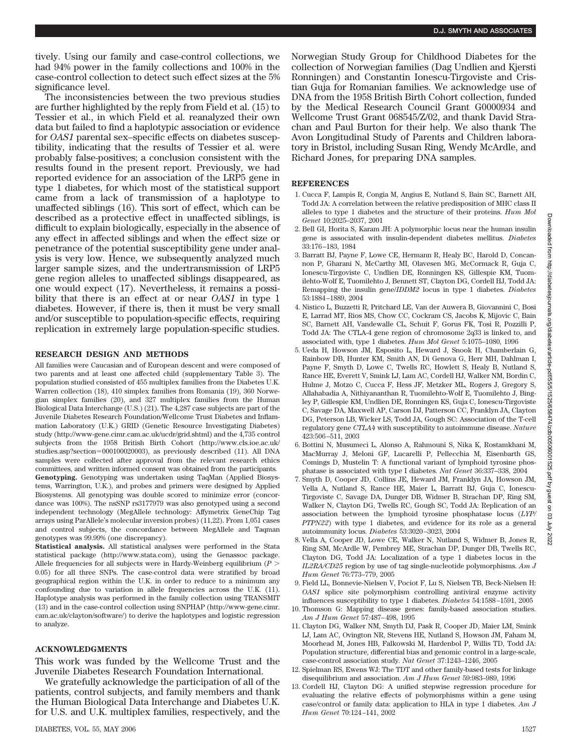tively. Using our family and case-control collections, we had 94% power in the family collections and 100% in the case-control collection to detect such effect sizes at the 5% significance level.

The inconsistencies between the two previous studies are further highlighted by the reply from Field et al. (15) to Tessier et al., in which Field et al. reanalyzed their own data but failed to find a haplotypic association or evidence for *OAS1* parental sex–specific effects on diabetes susceptibility, indicating that the results of Tessier et al. were probably false-positives; a conclusion consistent with the results found in the present report. Previously, we had reported evidence for an association of the LRP5 gene in type 1 diabetes, for which most of the statistical support came from a lack of transmission of a haplotype to unaffected siblings (16). This sort of effect, which can be described as a protective effect in unaffected siblings, is difficult to explain biologically, especially in the absence of any effect in affected siblings and when the effect size or penetrance of the potential susceptibility gene under analysis is very low. Hence, we subsequently analyzed much larger sample sizes, and the undertransmission of LRP5 gene region alleles to unaffected siblings disappeared, as one would expect (17). Nevertheless, it remains a possibility that there is an effect at or near *OAS1* in type 1 diabetes. However, if there is, then it must be very small and/or susceptible to population-specific effects, requiring replication in extremely large population-specific studies.

## RESEARCH DESIGN AND METHODS

All families were Caucasian and of European descent and were composed of two parents and at least one affected child (supplementary Table 3). The population studied consisted of 455 multiplex families from the Diabetes U.K. Warren collection (18), 410 simplex families from Romania (19), 360 Norwegian simplex families (20), and 327 multiplex families from the Human Biological Data Interchange (U.S.) (21). The 4,287 case subjects are part of the Juvenile Diabetes Research Foundation/Wellcome Trust Diabetes and Inflammation Laboratory (U.K.) GRID (Genetic Resource Investigating Diabetes) study (http://www-gene.cimr.cam.ac.uk/ucdr/grid.shtml) and the 4,735 control subjects from the 1958 British Birth Cohort (http://www.cls.ioe.ac.uk/studies.asp?section=000100020003), as previously described (11). All DNA samples were collected after approval from the relevant research ethics committees, and written informed consent was obtained from the participants.

**Genotyping.** Genotyping was undertaken using TaqMan (Applied Biosystems, Warrington, U.K.), and probes and primers were designed by Applied Biosystems. All genotyping was double scored to minimize error (concordance was 100%). The nsSNP rs3177979 was also genotyped using a second independent technology (MegAllele technology: Affymetrix GeneChip Tag arrays using ParAllele's molecular inversion probes) (11,22). From 1,051 cases and control subjects, the concordance between MegAllele and Taqman genotypes was 99.99% (one discrepancy).

**Statistical analysis.** All statistical analyses were performed in the Stata statistical package (http://www.stata.com), using the Genassoc package. Allele frequencies for all subjects were in Hardy-Weinberg equilibrium ($P > 0.05$) for all three SNPs. The case-control data were stratified by broad geographical region within the U.K. in order to reduce to a minimum any confounding due to variation in allele frequencies across the U.K. (11). Haplotype analysis was performed in the family collection using TRANSMIT (13) and in the case-control collection using SNPHAP (http://www-gene.cimr.cam.ac.uk/clayton/software/) to derive the haplotypes and logistic regression to analyze.

## ACKNOWLEDGMENTS

This work was funded by the Wellcome Trust and the Juvenile Diabetes Research Foundation International.

We gratefully acknowledge the participation of all of the patients, control subjects, and family members and thank the Human Biological Data Interchange and Diabetes U.K. for U.S. and U.K. multiplex families, respectively, and the Norwegian Study Group for Childhood Diabetes for the collection of Norwegian families (Dag Undlien and Kjersti Ronningen) and Constantin Ionescu-Tirgoviste and Cristian Guja for Romanian families. We acknowledge use of DNA from the 1958 British Birth Cohort collection, funded by the Medical Research Council Grant G0000934 and Wellcome Trust Grant 068545/Z/02, and thank David Strachan and Paul Burton for their help. We also thank The Avon Longitudinal Study of Parents and Children laboratory in Bristol, including Susan Ring, Wendy McArdle, and Richard Jones, for preparing DNA samples.

## REFERENCES

1. Cucca F, Lampis R, Congia M, Angius E, Nutland S, Bain SC, Barnett AH, Todd JA: A correlation between the relative predisposition of MHC class II alleles to type 1 diabetes and the structure of their proteins. *Hum Mol Genet* 10:2025–2037, 2001
2. Bell GI, Horita S, Karam JH: A polymorphic locus near the human insulin gene is associated with insulin-dependent diabetes mellitus. *Diabetes* 33:176–183, 1984
3. Barratt BJ, Payne F, Lowe CE, Hermann R, Healy BC, Harold D, Concannon P, Gharani N, McCarthy MI, Olavesen MG, McCormack R, Guja C, Ionescu-Tirgoviste C, Undlien DE, Ronningen KS, Gillespie KM, Tuomilehto-Wolf E, Tuomilehto J, Bennett ST, Clayton DG, Cordell HJ, Todd JA: Remapping the insulin gene/*IDDM2* locus in type 1 diabetes. *Diabetes* 53:1884–1889, 2004
4. Nistico L, Buzzetti R, Pritchard LE, Van der Auwera B, Giovannini C, Bosi E, Larrad MT, Rios MS, Chow CC, Cockram CS, Jacobs K, Mijovic C, Bain SC, Barnett AH, Vandewalle CL, Schuit F, Gorus FK, Tosi R, Pozzilli P, Todd JA: The CTLA-4 gene region of chromosome 2q33 is linked to, and associated with, type 1 diabetes. *Hum Mol Genet* 5:1075–1080, 1996
5. Ueda H, Howson JM, Esposito L, Heward J, Snook H, Chamberlain G, Rainbow DB, Hunter KM, Smith AN, Di Genova G, Herr MH, Dahlman I, Payne F, Smyth D, Lowe C, Twells RC, Howlett S, Healy B, Nutland S, Rance HE, Everett V, Smink LJ, Lam AC, Cordell HJ, Walker NM, Bordin C, Hulme J, Motzo C, Cucca F, Hess JF, Metzker ML, Rogers J, Gregory S, Allahabadia A, Nithiyananthan R, Tuomilehto-Wolf E, Tuomilehto J, Bingley P, Gillespie KM, Undlien DE, Ronningen KS, Guja C, Ionescu-Tirgoviste C, Savage DA, Maxwell AP, Carson DJ, Patterson CC, Franklyn JA, Clayton DG, Peterson LB, Wicker LS, Todd JA, Gough SC: Association of the T-cell regulatory gene *CTLA4* with susceptibility to autoimmune disease. *Nature* 423:506–511, 2003
6. Bottini N, Musumeci L, Alonso A, Rahmouni S, Nika K, Rostamkhani M, MacMurray J, Meloni GF, Lucarelli P, Pellecchia M, Eisenbarth GS, Comings D, Mustelin T: A functional variant of lymphoid tyrosine phosphatase is associated with type I diabetes. *Nat Genet* 36:337–338, 2004
7. Smyth D, Cooper JD, Collins JE, Heward JM, Franklyn JA, Howson JM, Vella A, Nutland S, Rance HE, Maier L, Barratt BJ, Guja C, Ionescu-Tirgoviste C, Savage DA, Dunger DB, Widmer B, Strachan DP, Ring SM, Walker N, Clayton DG, Twells RC, Gough SC, Todd JA: Replication of an association between the lymphoid tyrosine phosphatase locus (*LYP/PTPN22*) with type 1 diabetes, and evidence for its role as a general autoimmunity locus. *Diabetes* 53:3020–3023, 2004
8. Vella A, Cooper JD, Lowe CE, Walker N, Nutland S, Widmer B, Jones R, Ring SM, McArdle W, Pembrey ME, Strachan DP, Dunger DB, Twells RC, Clayton DG, Todd JA: Localization of a type 1 diabetes locus in the *IL2RA/CD25* region by use of tag single-nucleotide polymorphisms. *Am J Hum Genet* 76:773–779, 2005
9. Field LL, Bonnevie-Nielsen V, Pociot F, Lu S, Nielsen TB, Beck-Nielsen H: *OAS1* splice site polymorphism controlling antiviral enzyme activity influences susceptibility to type 1 diabetes. *Diabetes* 54:1588–1591, 2005
10. Thomson G: Mapping disease genes: family-based association studies. *Am J Hum Genet* 57:487–498, 1995
11. Clayton DG, Walker NM, Smyth DJ, Pask R, Cooper JD, Maier LM, Smink LJ, Lam AC, Ovington NR, Stevens HE, Nutland S, Howson JM, Faham M, Moorhead M, Jones HB, Falkowski M, Hardenbol P, Willis TD, Todd JA: Population structure, differential bias and genomic control in a large-scale, case-control association study. *Nat Genet* 37:1243–1246, 2005
12. Spielman RS, Ewens WJ: The TDT and other family-based tests for linkage disequilibrium and association. *Am J Hum Genet* 59:983–989, 1996
13. Cordell HJ, Clayton DG: A unified stepwise regression procedure for evaluating the relative effects of polymorphisms within a gene using case/control or family data: application to HLA in type 1 diabetes. *Am J Hum Genet* 70:124–141, 2002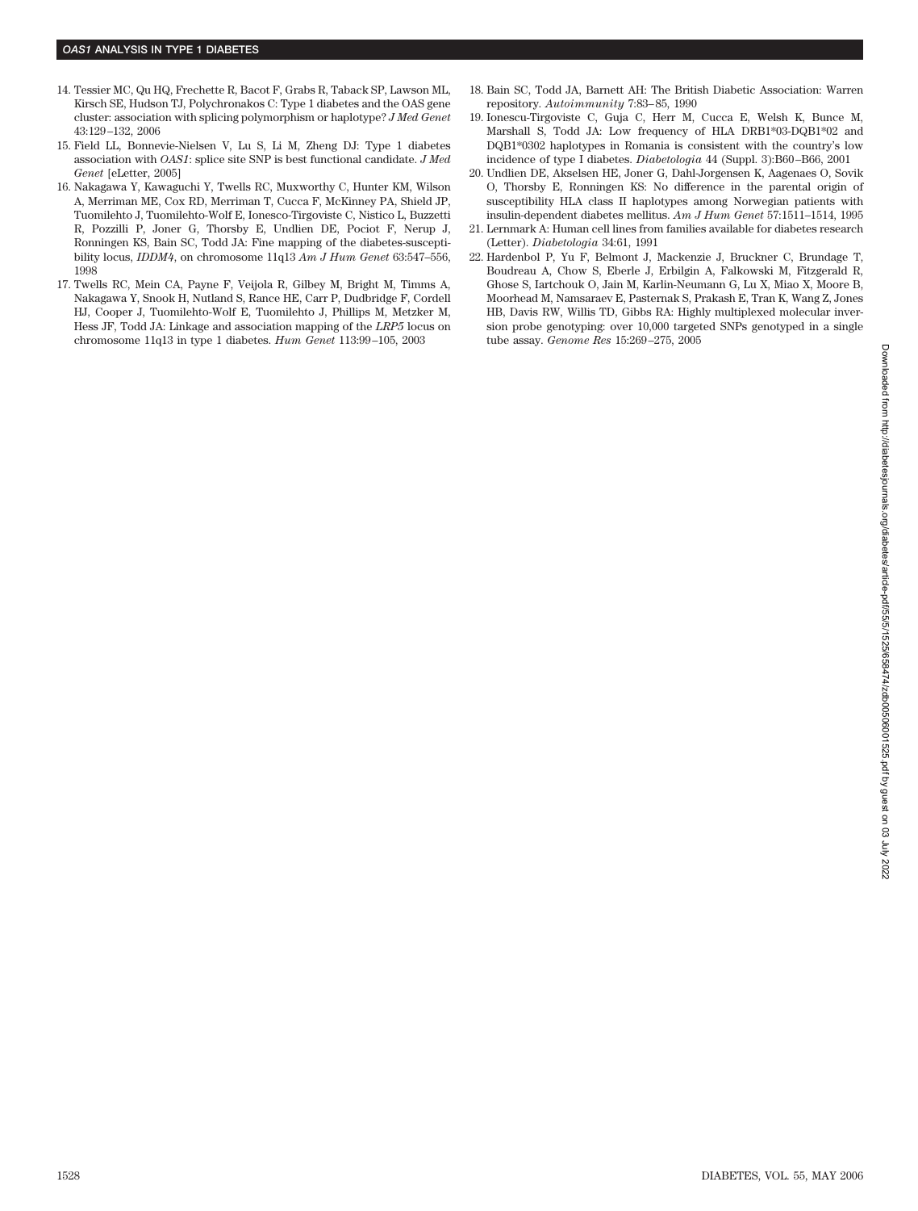14. Tessier MC, Qu HQ, Frechette R, Bacot F, Grabs R, Taback SP, Lawson ML, Kirsch SE, Hudson TJ, Polychronakos C: Type 1 diabetes and the OAS gene cluster: association with splicing polymorphism or haplotype? *J Med Genet* 43:129–132, 2006
15. Field LL, Bonnevie-Nielsen V, Lu S, Li M, Zheng DJ: Type 1 diabetes association with *OAS1*: splice site SNP is best functional candidate. *J Med Genet* [eLetter, 2005]
16. Nakagawa Y, Kawaguchi Y, Twells RC, Muxworthy C, Hunter KM, Wilson A, Merriman ME, Cox RD, Merriman T, Cucca F, McKinney PA, Shield JP, Tuomilehto J, Tuomilehto-Wolf E, Ionesco-Tirgoviste C, Nistico L, Buzzetti R, Pozzilli P, Joner G, Thorsby E, Undlien DE, Pociot F, Nerup J, Ronningen KS, Bain SC, Todd JA: Fine mapping of the diabetes-susceptibility locus, *IDDM4*, on chromosome 11q13 *Am J Hum Genet* 63:547–556, 1998
17. Twells RC, Mein CA, Payne F, Veijola R, Gilbey M, Bright M, Timms A, Nakagawa Y, Snook H, Nutland S, Rance HE, Carr P, Dudbridge F, Cordell HJ, Cooper J, Tuomilehto-Wolf E, Tuomilehto J, Phillips M, Metzker M, Hess JF, Todd JA: Linkage and association mapping of the *LRP5* locus on chromosome 11q13 in type 1 diabetes. *Hum Genet* 113:99–105, 2003
18. Bain SC, Todd JA, Barnett AH: The British Diabetic Association: Warren repository. *Autoimmunity* 7:83–85, 1990
19. Ionescu-Tirgoviste C, Guja C, Herr M, Cucca E, Welsh K, Bunce M, Marshall S, Todd JA: Low frequency of HLA DRB1*03-DQB1*02 and DQB1*0302 haplotypes in Romania is consistent with the country's low incidence of type I diabetes. *Diabetologia* 44 (Suppl. 3):B60–B66, 2001
20. Undlien DE, Akselsen HE, Joner G, Dahl-Jorgensen K, Aagenaes O, Sovik O, Thorsby E, Ronningen KS: No difference in the parental origin of susceptibility HLA class II haplotypes among Norwegian patients with insulin-dependent diabetes mellitus. *Am J Hum Genet* 57:1511–1514, 1995
21. Lernmark A: Human cell lines from families available for diabetes research (Letter). *Diabetologia* 34:61, 1991
22. Hardenbol P, Yu F, Belmont J, Mackenzie J, Bruckner C, Brundage T, Boudreau A, Chow S, Eberle J, Erbilgin A, Falkowski M, Fitzgerald R, Ghose S, Iartchouk O, Jain M, Karlin-Neumann G, Lu X, Miao X, Moore B, Moorhead M, Namsaraev E, Pasternak S, Prakash E, Tran K, Wang Z, Jones HB, Davis RW, Willis TD, Gibbs RA: Highly multiplexed molecular inversion probe genotyping: over 10,000 targeted SNPs genotyped in a single tube assay. *Genome Res* 15:269–275, 2005